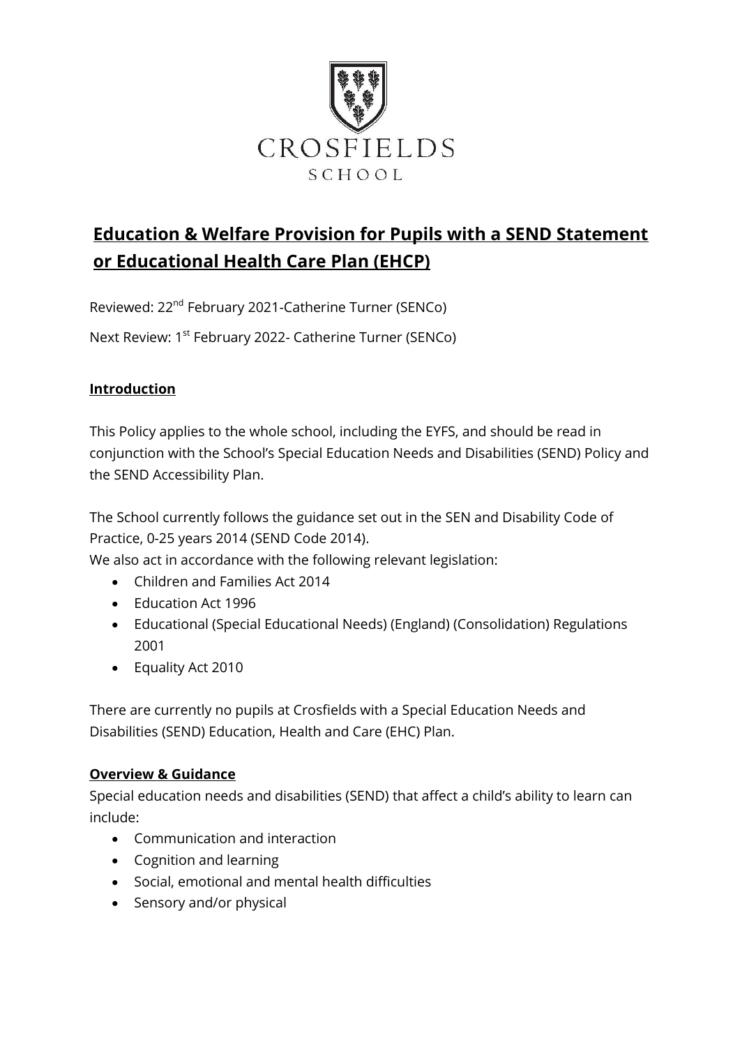CROSFIELDS

SCHOOL

# Education & Welfare Provision for Pupils with a SEND Statement or Educational Health Care Plan (EHCP)

Reviewed: 22nd February 2021-Catherine Turner (SENCo)

Next Review: 1st February 2022- Catherine Turner (SENCo)

## Introduction

This Policy applies to the whole school, including the EYFS, and should be read in conjunction with the School's Special Education Needs and Disabilities (SEND) Policy and the SEND Accessibility Plan.

The School currently follows the guidance set out in the SEN and Disability Code of Practice, 0-25 years 2014 (SEND Code 2014).

We also act in accordance with the following relevant legislation:

- Children and Families Act 2014
- Education Act 1996
- Educational (Special Educational Needs) (England) (Consolidation) Regulations 2001
- Equality Act 2010

There are currently no pupils at Crosfields with a Special Education Needs and Disabilities (SEND) Education, Health and Care (EHC) Plan.

## Overview & Guidance

Special education needs and disabilities (SEND) that affect a child's ability to learn can include:

- Communication and interaction
- Cognition and learning
- Social, emotional and mental health difficulties
- Sensory and/or physical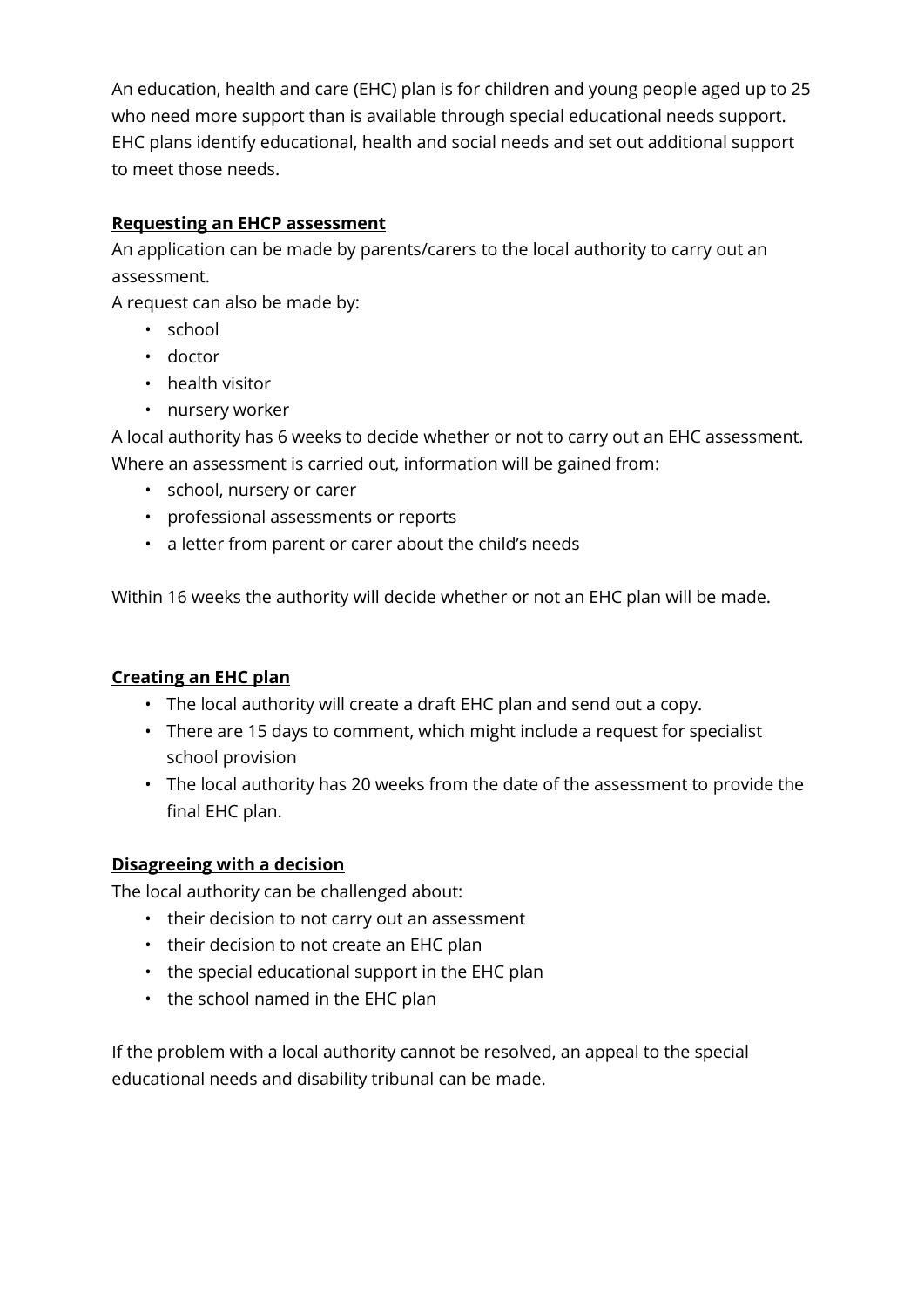An education, health and care (EHC) plan is for children and young people aged up to 25 who need more support than is available through special educational needs support. EHC plans identify educational, health and social needs and set out additional support to meet those needs.

**Requesting an EHCP assessment**

An application can be made by parents/carers to the local authority to carry out an assessment.

A request can also be made by:

- school
- doctor
- health visitor
- nursery worker

A local authority has 6 weeks to decide whether or not to carry out an EHC assessment. Where an assessment is carried out, information will be gained from:

- school, nursery or carer
- professional assessments or reports
- a letter from parent or carer about the child's needs

Within 16 weeks the authority will decide whether or not an EHC plan will be made.

**Creating an EHC plan**

- The local authority will create a draft EHC plan and send out a copy.
- There are 15 days to comment, which might include a request for specialist school provision
- The local authority has 20 weeks from the date of the assessment to provide the final EHC plan.

**Disagreeing with a decision**

The local authority can be challenged about:

- their decision to not carry out an assessment
- their decision to not create an EHC plan
- the special educational support in the EHC plan
- the school named in the EHC plan

If the problem with a local authority cannot be resolved, an appeal to the special educational needs and disability tribunal can be made.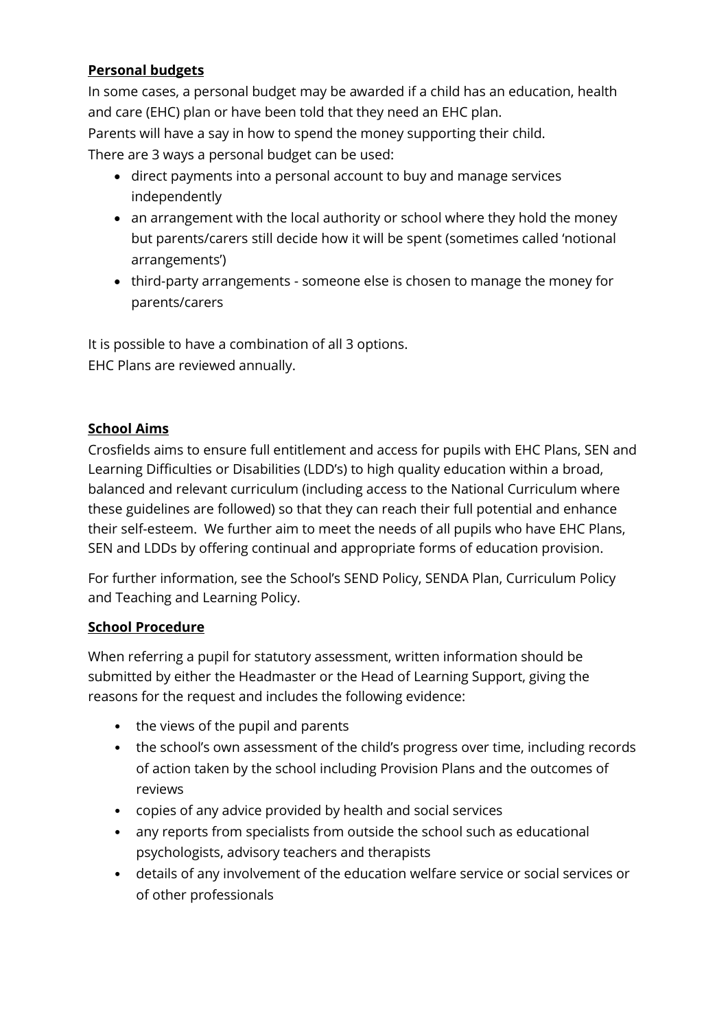**Personal budgets**

In some cases, a personal budget may be awarded if a child has an education, health and care (EHC) plan or have been told that they need an EHC plan.
Parents will have a say in how to spend the money supporting their child.
There are 3 ways a personal budget can be used:

- direct payments into a personal account to buy and manage services independently
- an arrangement with the local authority or school where they hold the money but parents/carers still decide how it will be spent (sometimes called 'notional arrangements')
- third-party arrangements - someone else is chosen to manage the money for parents/carers

It is possible to have a combination of all 3 options.
EHC Plans are reviewed annually.

**School Aims**

Crosfields aims to ensure full entitlement and access for pupils with EHC Plans, SEN and Learning Difficulties or Disabilities (LDD's) to high quality education within a broad, balanced and relevant curriculum (including access to the National Curriculum where these guidelines are followed) so that they can reach their full potential and enhance their self-esteem. We further aim to meet the needs of all pupils who have EHC Plans, SEN and LDDs by offering continual and appropriate forms of education provision.

For further information, see the School's SEND Policy, SENDA Plan, Curriculum Policy and Teaching and Learning Policy.

**School Procedure**

When referring a pupil for statutory assessment, written information should be submitted by either the Headmaster or the Head of Learning Support, giving the reasons for the request and includes the following evidence:

- the views of the pupil and parents
- the school's own assessment of the child's progress over time, including records of action taken by the school including Provision Plans and the outcomes of reviews
- copies of any advice provided by health and social services
- any reports from specialists from outside the school such as educational psychologists, advisory teachers and therapists
- details of any involvement of the education welfare service or social services or of other professionals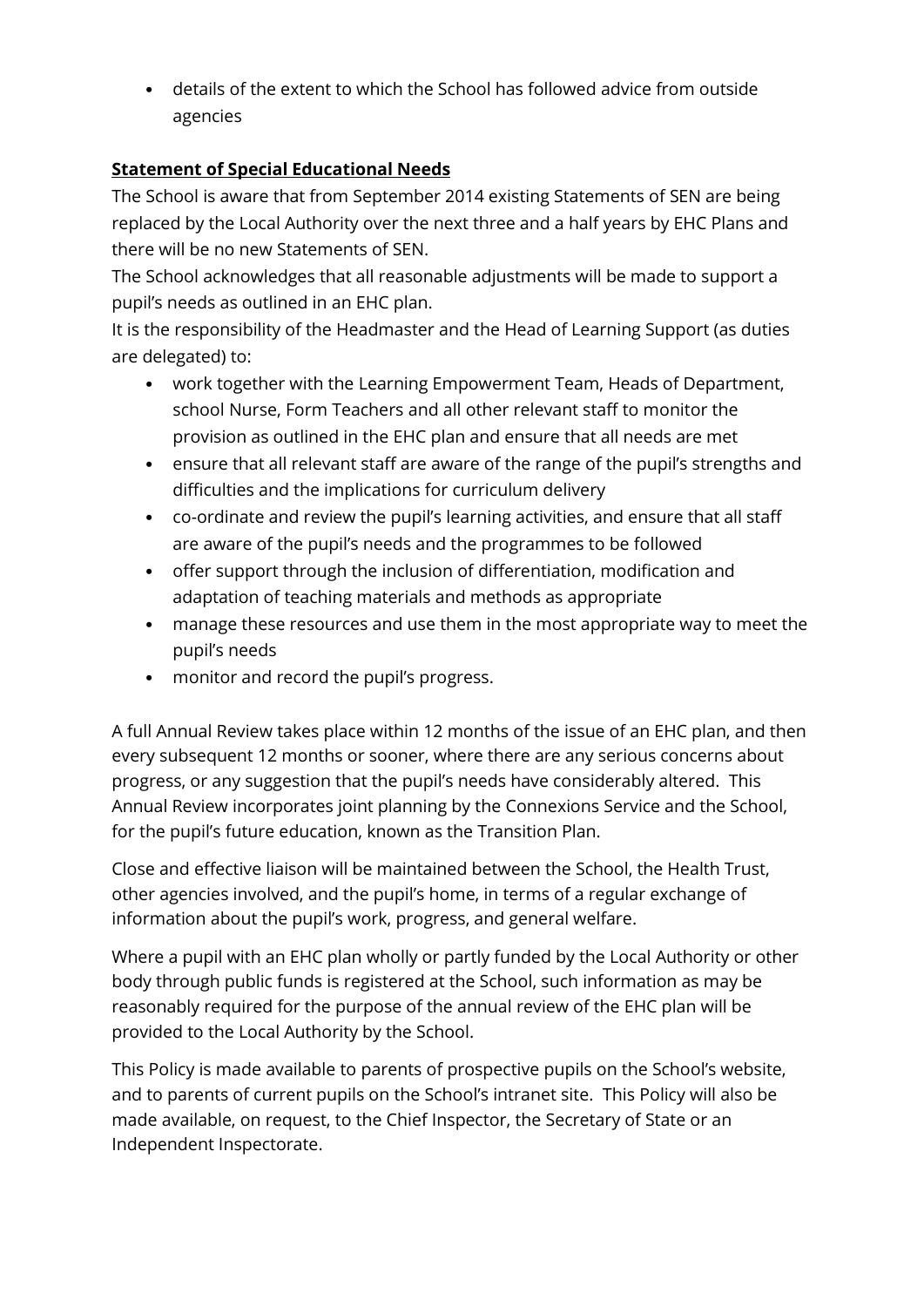- details of the extent to which the School has followed advice from outside agencies

## **Statement of Special Educational Needs**

The School is aware that from September 2014 existing Statements of SEN are being replaced by the Local Authority over the next three and a half years by EHC Plans and there will be no new Statements of SEN.

The School acknowledges that all reasonable adjustments will be made to support a pupil's needs as outlined in an EHC plan.

It is the responsibility of the Headmaster and the Head of Learning Support (as duties are delegated) to:

- work together with the Learning Empowerment Team, Heads of Department, school Nurse, Form Teachers and all other relevant staff to monitor the provision as outlined in the EHC plan and ensure that all needs are met
- ensure that all relevant staff are aware of the range of the pupil's strengths and difficulties and the implications for curriculum delivery
- co-ordinate and review the pupil's learning activities, and ensure that all staff are aware of the pupil's needs and the programmes to be followed
- offer support through the inclusion of differentiation, modification and adaptation of teaching materials and methods as appropriate
- manage these resources and use them in the most appropriate way to meet the pupil's needs
- monitor and record the pupil's progress.

A full Annual Review takes place within 12 months of the issue of an EHC plan, and then every subsequent 12 months or sooner, where there are any serious concerns about progress, or any suggestion that the pupil's needs have considerably altered. This Annual Review incorporates joint planning by the Connexions Service and the School, for the pupil's future education, known as the Transition Plan.

Close and effective liaison will be maintained between the School, the Health Trust, other agencies involved, and the pupil's home, in terms of a regular exchange of information about the pupil's work, progress, and general welfare.

Where a pupil with an EHC plan wholly or partly funded by the Local Authority or other body through public funds is registered at the School, such information as may be reasonably required for the purpose of the annual review of the EHC plan will be provided to the Local Authority by the School.

This Policy is made available to parents of prospective pupils on the School's website, and to parents of current pupils on the School's intranet site. This Policy will also be made available, on request, to the Chief Inspector, the Secretary of State or an Independent Inspectorate.